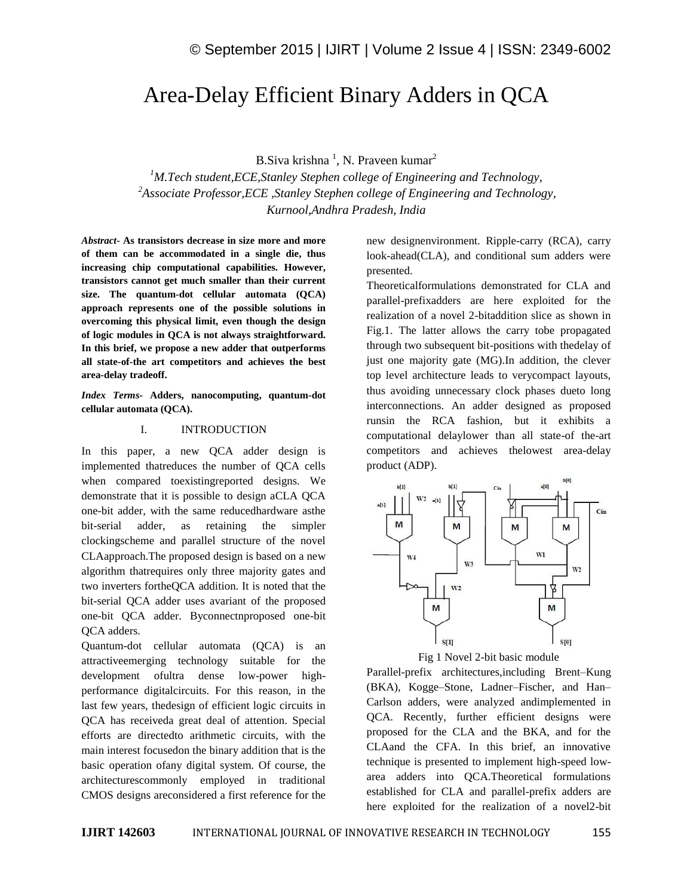# Area-Delay Efficient Binary Adders in QCA

B.Siva krishna [1], N. Praveen kumar[2]

[1]*M.Tech student,ECE,Stanley Stephen college of Engineering and Technology,*
[2]*Associate Professor,ECE ,Stanley Stephen college of Engineering and Technology,*
*Kurnool,Andhra Pradesh, India*

***Abstract-*** **As transistors decrease in size more and more of them can be accommodated in a single die, thus increasing chip computational capabilities. However, transistors cannot get much smaller than their current size. The quantum-dot cellular automata (QCA) approach represents one of the possible solutions in overcoming this physical limit, even though the design of logic modules in QCA is not always straightforward. In this brief, we propose a new adder that outperforms all state-of-the art competitors and achieves the best area-delay tradeoff.**

***Index Terms-*** **Adders, nanocomputing, quantum-dot cellular automata (QCA).**

## I. INTRODUCTION

In this paper, a new QCA adder design is implemented thatreduces the number of QCA cells when compared toexistingreported designs. We demonstrate that it is possible to design aCLA QCA one-bit adder, with the same reducedhardware asthe bit-serial adder, as retaining the simpler clockingscheme and parallel structure of the novel CLAapproach.The proposed design is based on a new algorithm thatrequires only three majority gates and two inverters fortheQCA addition. It is noted that the bit-serial QCA adder uses avariant of the proposed one-bit QCA adder. Byconnectnproposed one-bit QCA adders.

Quantum-dot cellular automata (QCA) is an attractiveemerging technology suitable for the development ofultra dense low-power high-performance digitalcircuits. For this reason, in the last few years, thedesign of efficient logic circuits in QCA has receiveda great deal of attention. Special efforts are directedto arithmetic circuits, with the main interest focusedon the binary addition that is the basic operation ofany digital system. Of course, the architecturescommonly employed in traditional CMOS designs areconsidered a first reference for the new designenvironment. Ripple-carry (RCA), carry look-ahead(CLA), and conditional sum adders were presented.

Theoreticalformulations demonstrated for CLA and parallel-prefixadders are here exploited for the realization of a novel 2-bitaddition slice as shown in Fig.1. The latter allows the carry tobe propagated through two subsequent bit-positions with thedelay of just one majority gate (MG).In addition, the clever top level architecture leads to verycompact layouts, thus avoiding unnecessary clock phases dueto long interconnections. An adder designed as proposed runsin the RCA fashion, but it exhibits a computational delaylower than all state-of the-art competitors and achieves thelowest area-delay product (ADP).

Fig 1 Novel 2-bit basic module

Parallel-prefix architectures,including Brent–Kung (BKA), Kogge–Stone, Ladner–Fischer, and Han–Carlson adders, were analyzed andimplemented in QCA. Recently, further efficient designs were proposed for the CLA and the BKA, and for the CLAand the CFA. In this brief, an innovative technique is presented to implement high-speed low-area adders into QCA.Theoretical formulations established for CLA and parallel-prefix adders are here exploited for the realization of a novel2-bit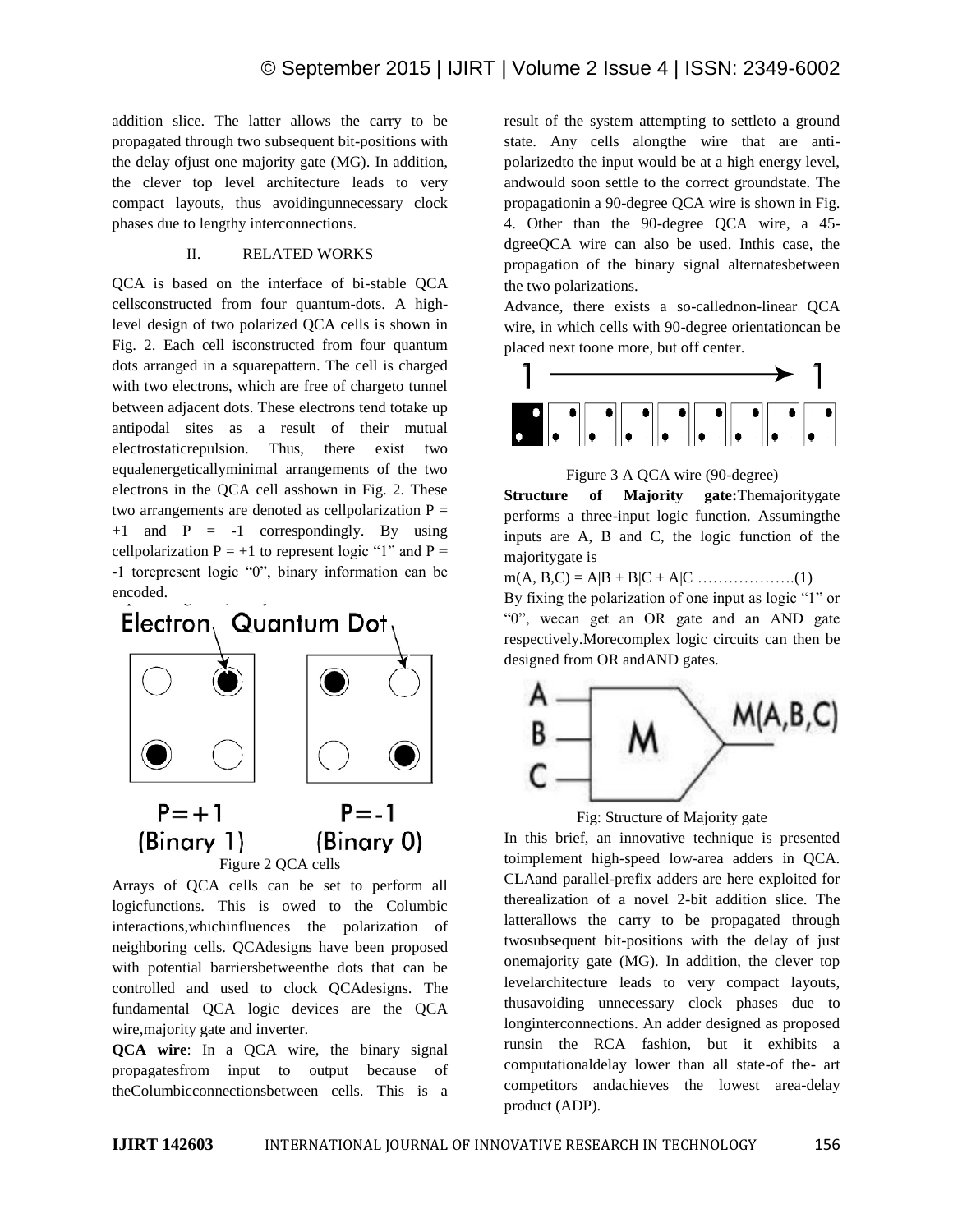addition slice. The latter allows the carry to be propagated through two subsequent bit-positions with the delay ofjust one majority gate (MG). In addition, the clever top level architecture leads to very compact layouts, thus avoidingunnecessary clock phases due to lengthy interconnections.

## II. RELATED WORKS

QCA is based on the interface of bi-stable QCA cellsconstructed from four quantum-dots. A high-level design of two polarized QCA cells is shown in Fig. 2. Each cell isconstructed from four quantum dots arranged in a squarepattern. The cell is charged with two electrons, which are free of chargeto tunnel between adjacent dots. These electrons tend totake up antipodal sites as a result of their mutual electrostaticrepulsion. Thus, there exist two equalenergeticallyminimal arrangements of the two electrons in the QCA cell asshown in Fig. 2. These two arrangements are denoted as cellpolarization $P = +1$ and $P = -1$ correspondingly. By using cellpolarization $P = +1$ to represent logic "1" and $P = -1$ torepresent logic "0", binary information can be encoded.

Figure 2 QCA cells

Arrays of QCA cells can be set to perform all logicfunctions. This is owed to the Columbic interactions,whichinfluences the polarization of neighboring cells. QCAdesigns have been proposed with potential barriersbetweenthe dots that can be controlled and used to clock QCAdesigns. The fundamental QCA logic devices are the QCA wire,majority gate and inverter.

**QCA wire**: In a QCA wire, the binary signal propagatesfrom input to output because of theColumbicconnectionsbetween cells. This is a result of the system attempting to settleto a ground state. Any cells alongthe wire that are anti-polarizedto the input would be at a high energy level, andwould soon settle to the correct groundstate. The propagationin a 90-degree QCA wire is shown in Fig. 4. Other than the 90-degree QCA wire, a 45-dgreeQCA wire can also be used. Inthis case, the propagation of the binary signal alternatesbetween the two polarizations.

Advance, there exists a so-callednon-linear QCA wire, in which cells with 90-degree orientationcan be placed next toone more, but off center.

Figure 3 A QCA wire (90-degree)

**Structure of Majority gate:**Themajoritygate performs a three-input logic function. Assumingthe inputs are A, B and C, the logic function of the majoritygate is

$$m(A, B,C) = A|B + B|C + A|C \quad \text{.................(1)}$$

By fixing the polarization of one input as logic "1" or "0", wecan get an OR gate and an AND gate respectively.Morecomplex logic circuits can then be designed from OR andAND gates.

Fig: Structure of Majority gate

In this brief, an innovative technique is presented toimplement high-speed low-area adders in QCA. CLAand parallel-prefix adders are here exploited for therealization of a novel 2-bit addition slice. The latterallows the carry to be propagated through twosubsequent bit-positions with the delay of just onemajority gate (MG). In addition, the clever top levelarchitecture leads to very compact layouts, thusavoiding unnecessary clock phases due to longinterconnections. An adder designed as proposed runsin the RCA fashion, but it exhibits a computationaldelay lower than all state-of the- art competitors andachieves the lowest area-delay product (ADP).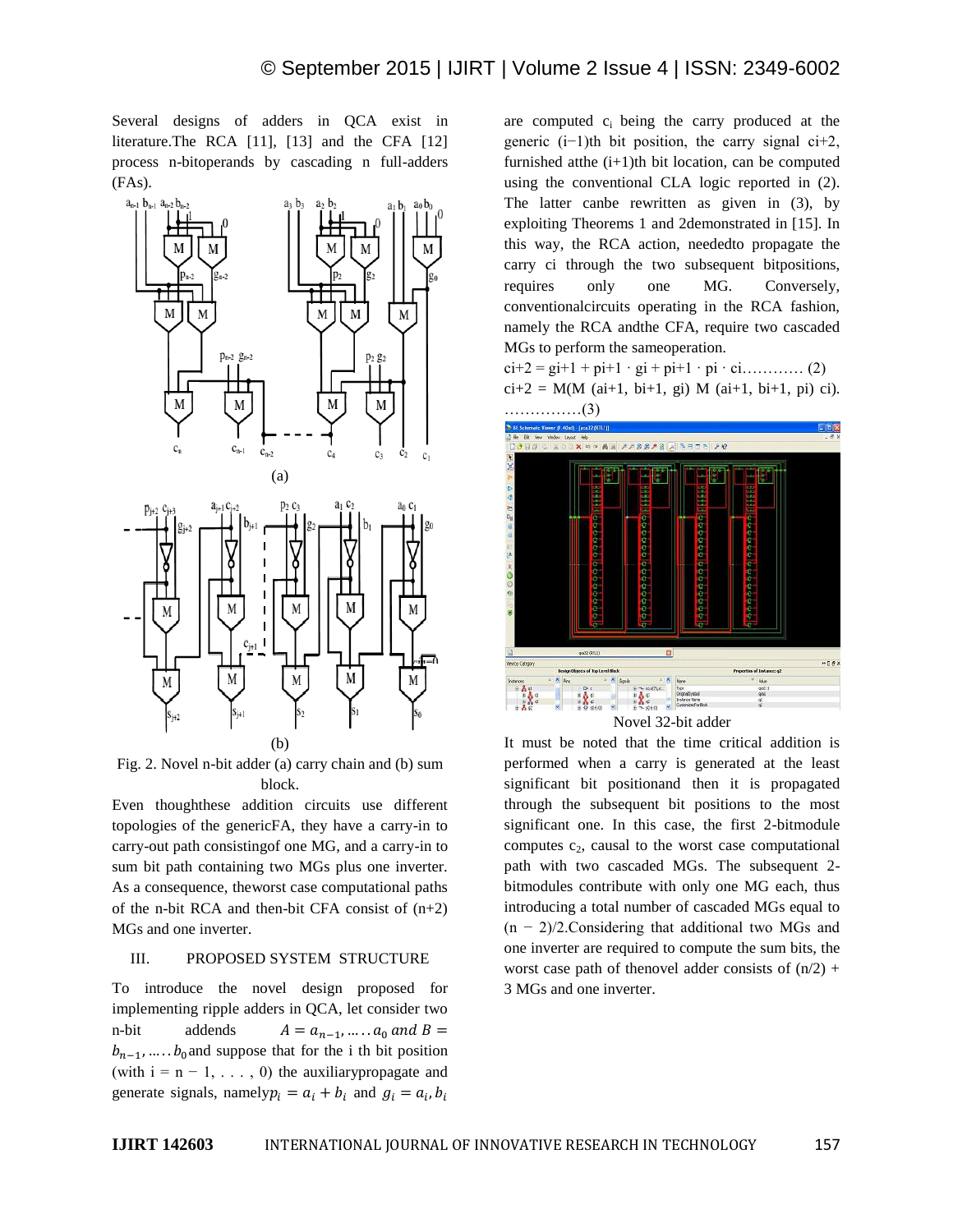Several designs of adders in QCA exist in literature.The RCA [11], [13] and the CFA [12] process n-bitoperands by cascading n full-adders (FAs).

Fig. 2. Novel n-bit adder (a) carry chain and (b) sum block.

Even thoughthese addition circuits use different topologies of the genericFA, they have a carry-in to carry-out path consistingof one MG, and a carry-in to sum bit path containing two MGs plus one inverter. As a consequence, theworst case computational paths of the n-bit RCA and then-bit CFA consist of (n+2) MGs and one inverter.

## III. PROPOSED SYSTEM STRUCTURE

To introduce the novel design proposed for implementing ripple adders in QCA, let consider two n-bit addends $A = a_{n-1}, \ldots .. a_0$ and $B = b_{n-1}, \ldots .. b_0$ and suppose that for the i th bit position (with i = n − 1, . . . , 0) the auxiliarypropagate and generate signals, namely $p_i = a_i + b_i$ and $g_i = a_i, b_i$ are computed $c_i$ being the carry produced at the generic (i−1)th bit position, the carry signal ci+2, furnished atthe (i+1)th bit location, can be computed using the conventional CLA logic reported in (2). The latter canbe rewritten as given in (3), by exploiting Theorems 1 and 2demonstrated in [15]. In this way, the RCA action, neededto propagate the carry ci through the two subsequent bitpositions, requires only one MG. Conversely, conventionalcircuits operating in the RCA fashion, namely the RCA andthe CFA, require two cascaded MGs to perform the sameoperation.

$c_{i+2} = g_{i+1} + p_{i+1} \cdot g_i + p_{i+1} \cdot p_i \cdot c_i$………… (2)

$c_{i+2} = M(M(a_{i+1}, b_{i+1}, g_i)\ M(a_{i+1}, b_{i+1}, p_i)\ c_i)$. ……………(3)

Novel 32-bit adder

It must be noted that the time critical addition is performed when a carry is generated at the least significant bit positionand then it is propagated through the subsequent bit positions to the most significant one. In this case, the first 2-bitmodule computes $c_2$, causal to the worst case computational path with two cascaded MGs. The subsequent 2-bitmodules contribute with only one MG each, thus introducing a total number of cascaded MGs equal to (n − 2)/2.Considering that additional two MGs and one inverter are required to compute the sum bits, the worst case path of thenovel adder consists of (n/2) + 3 MGs and one inverter.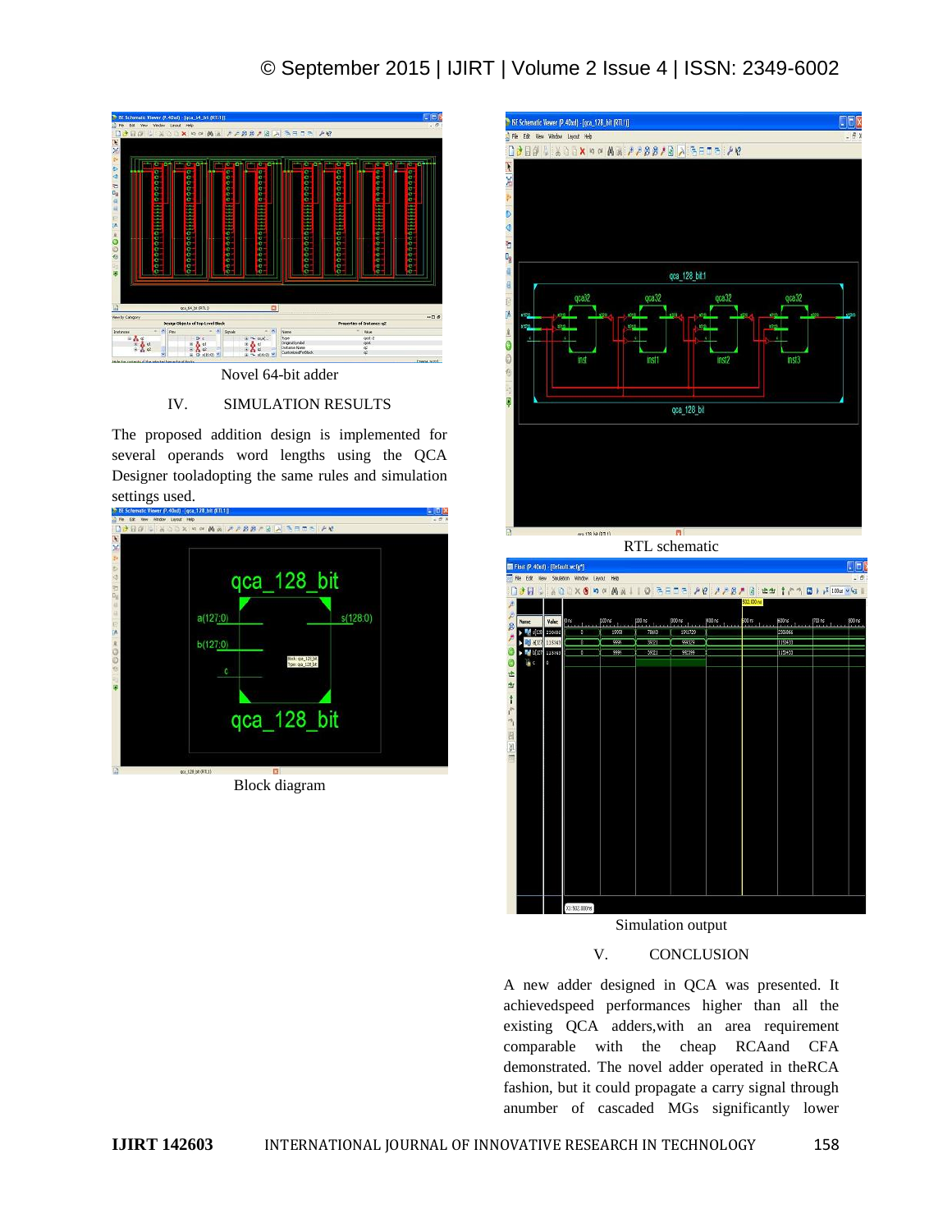Novel 64-bit adder

## IV. SIMULATION RESULTS

The proposed addition design is implemented for several operands word lengths using the QCA Designer tooladopting the same rules and simulation settings used.

Block diagram

RTL schematic

Simulation output

## V. CONCLUSION

A new adder designed in QCA was presented. It achievedspeed performances higher than all the existing QCA adders,with an area requirement comparable with the cheap RCAand CFA demonstrated. The novel adder operated in theRCA fashion, but it could propagate a carry signal through anumber of cascaded MGs significantly lower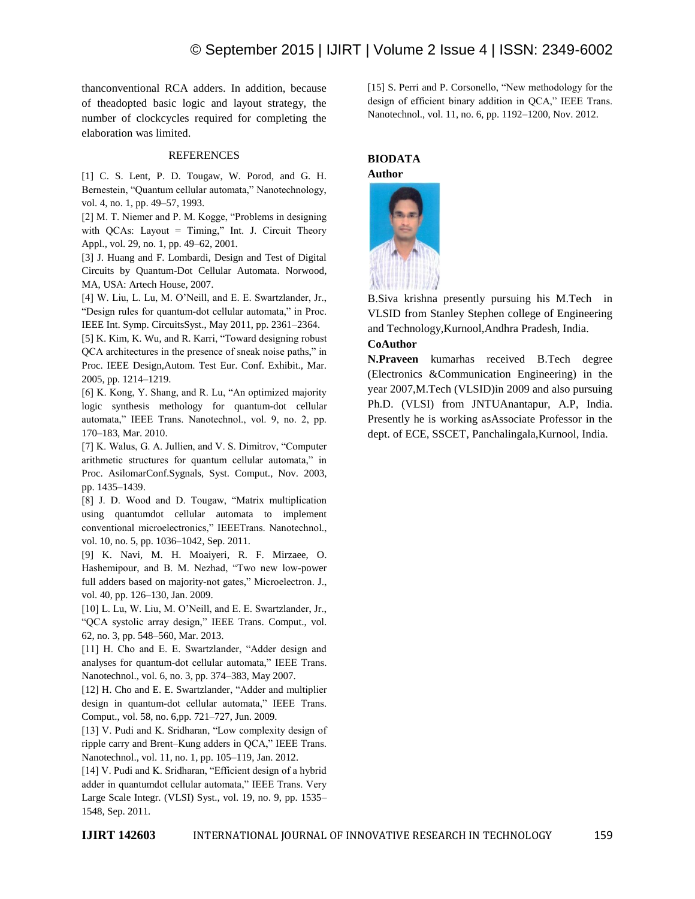thanconventional RCA adders. In addition, because of theadopted basic logic and layout strategy, the number of clockcycles required for completing the elaboration was limited.

## REFERENCES

[1] C. S. Lent, P. D. Tougaw, W. Porod, and G. H. Bernestein, "Quantum cellular automata," Nanotechnology, vol. 4, no. 1, pp. 49–57, 1993.

[2] M. T. Niemer and P. M. Kogge, "Problems in designing with QCAs: Layout = Timing," Int. J. Circuit Theory Appl., vol. 29, no. 1, pp. 49–62, 2001.

[3] J. Huang and F. Lombardi, Design and Test of Digital Circuits by Quantum-Dot Cellular Automata. Norwood, MA, USA: Artech House, 2007.

[4] W. Liu, L. Lu, M. O'Neill, and E. E. Swartzlander, Jr., "Design rules for quantum-dot cellular automata," in Proc. IEEE Int. Symp. CircuitsSyst., May 2011, pp. 2361–2364.

[5] K. Kim, K. Wu, and R. Karri, "Toward designing robust QCA architectures in the presence of sneak noise paths," in Proc. IEEE Design,Autom. Test Eur. Conf. Exhibit., Mar. 2005, pp. 1214–1219.

[6] K. Kong, Y. Shang, and R. Lu, "An optimized majority logic synthesis methology for quantum-dot cellular automata," IEEE Trans. Nanotechnol., vol. 9, no. 2, pp. 170–183, Mar. 2010.

[7] K. Walus, G. A. Jullien, and V. S. Dimitrov, "Computer arithmetic structures for quantum cellular automata," in Proc. AsilomarConf.Sygnals, Syst. Comput., Nov. 2003, pp. 1435–1439.

[8] J. D. Wood and D. Tougaw, "Matrix multiplication using quantumdot cellular automata to implement conventional microelectronics," IEEETrans. Nanotechnol., vol. 10, no. 5, pp. 1036–1042, Sep. 2011.

[9] K. Navi, M. H. Moaiyeri, R. F. Mirzaee, O. Hashemipour, and B. M. Nezhad, "Two new low-power full adders based on majority-not gates," Microelectron. J., vol. 40, pp. 126–130, Jan. 2009.

[10] L. Lu, W. Liu, M. O'Neill, and E. E. Swartzlander, Jr., "QCA systolic array design," IEEE Trans. Comput., vol. 62, no. 3, pp. 548–560, Mar. 2013.

[11] H. Cho and E. E. Swartzlander, "Adder design and analyses for quantum-dot cellular automata," IEEE Trans. Nanotechnol., vol. 6, no. 3, pp. 374–383, May 2007.

[12] H. Cho and E. E. Swartzlander, "Adder and multiplier design in quantum-dot cellular automata," IEEE Trans. Comput., vol. 58, no. 6,pp. 721–727, Jun. 2009.

[13] V. Pudi and K. Sridharan, "Low complexity design of ripple carry and Brent–Kung adders in QCA," IEEE Trans. Nanotechnol., vol. 11, no. 1, pp. 105–119, Jan. 2012.

[14] V. Pudi and K. Sridharan, "Efficient design of a hybrid adder in quantumdot cellular automata," IEEE Trans. Very Large Scale Integr. (VLSI) Syst., vol. 19, no. 9, pp. 1535–1548, Sep. 2011.

[15] S. Perri and P. Corsonello, "New methodology for the design of efficient binary addition in QCA," IEEE Trans. Nanotechnol., vol. 11, no. 6, pp. 1192–1200, Nov. 2012.

**BIODATA**

**Author**

B.Siva krishna presently pursuing his M.Tech in VLSID from Stanley Stephen college of Engineering and Technology,Kurnool,Andhra Pradesh, India.

**CoAuthor**

**N.Praveen** kumarhas received B.Tech degree (Electronics &Communication Engineering) in the year 2007,M.Tech (VLSID)in 2009 and also pursuing Ph.D. (VLSI) from JNTUAnantapur, A.P, India. Presently he is working asAssociate Professor in the dept. of ECE, SSCET, Panchalingala,Kurnool, India.